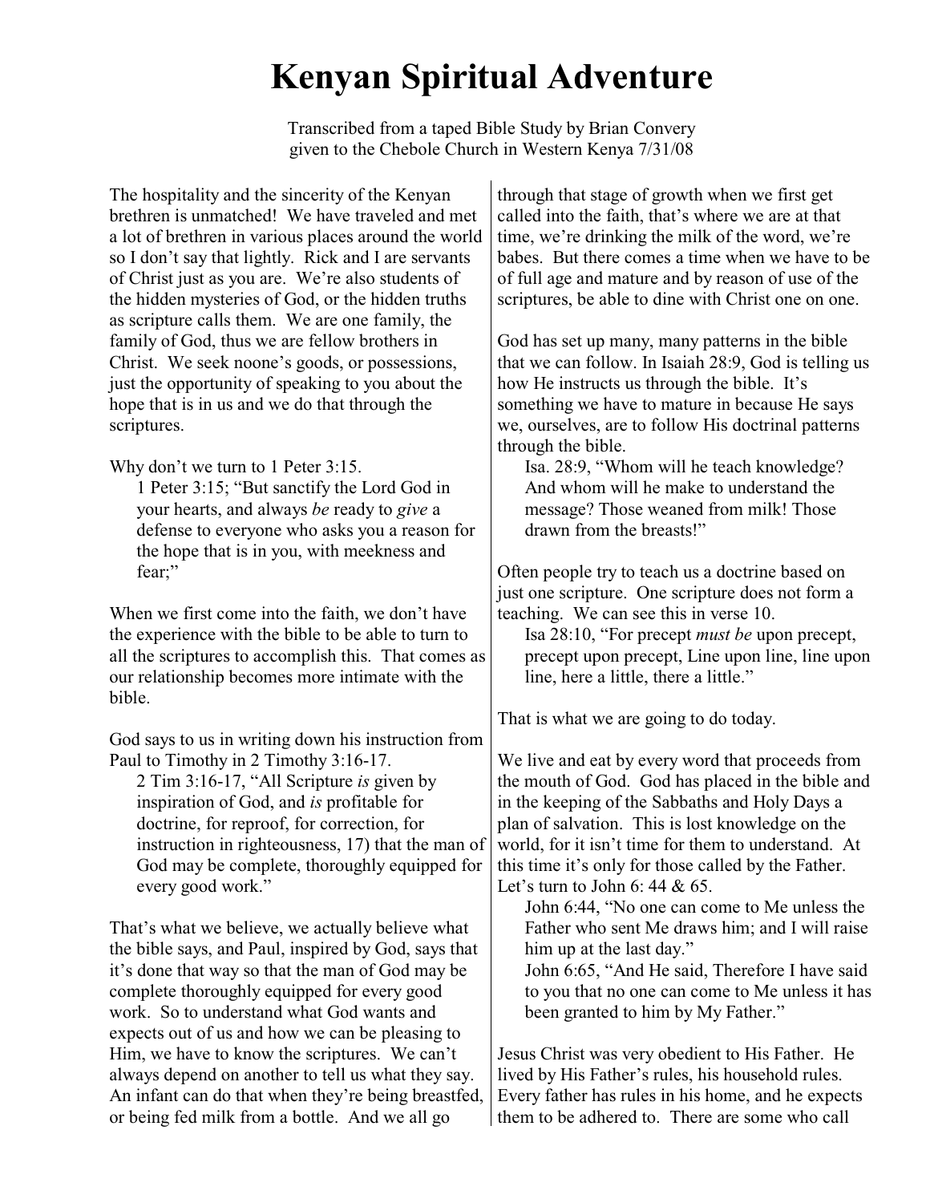# Kenyan Spiritual Adventure

Transcribed from a taped Bible Study by Brian Convery
given to the Chebole Church in Western Kenya 7/31/08

The hospitality and the sincerity of the Kenyan brethren is unmatched! We have traveled and met a lot of brethren in various places around the world so I don't say that lightly. Rick and I are servants of Christ just as you are. We're also students of the hidden mysteries of God, or the hidden truths as scripture calls them. We are one family, the family of God, thus we are fellow brothers in Christ. We seek noone's goods, or possessions, just the opportunity of speaking to you about the hope that is in us and we do that through the scriptures.

Why don't we turn to 1 Peter 3:15.

> 1 Peter 3:15; "But sanctify the Lord God in your hearts, and always *be* ready to *give* a defense to everyone who asks you a reason for the hope that is in you, with meekness and fear;"

When we first come into the faith, we don't have the experience with the bible to be able to turn to all the scriptures to accomplish this. That comes as our relationship becomes more intimate with the bible.

God says to us in writing down his instruction from Paul to Timothy in 2 Timothy 3:16-17.

> 2 Tim 3:16-17, "All Scripture *is* given by inspiration of God, and *is* profitable for doctrine, for reproof, for correction, for instruction in righteousness, 17) that the man of God may be complete, thoroughly equipped for every good work."

That's what we believe, we actually believe what the bible says, and Paul, inspired by God, says that it's done that way so that the man of God may be complete thoroughly equipped for every good work. So to understand what God wants and expects out of us and how we can be pleasing to Him, we have to know the scriptures. We can't always depend on another to tell us what they say. An infant can do that when they're being breastfed, or being fed milk from a bottle. And we all go through that stage of growth when we first get called into the faith, that's where we are at that time, we're drinking the milk of the word, we're babes. But there comes a time when we have to be of full age and mature and by reason of use of the scriptures, be able to dine with Christ one on one.

God has set up many, many patterns in the bible that we can follow. In Isaiah 28:9, God is telling us how He instructs us through the bible. It's something we have to mature in because He says we, ourselves, are to follow His doctrinal patterns through the bible.

> Isa. 28:9, "Whom will he teach knowledge? And whom will he make to understand the message? Those weaned from milk! Those drawn from the breasts!"

Often people try to teach us a doctrine based on just one scripture. One scripture does not form a teaching. We can see this in verse 10.

> Isa 28:10, "For precept *must be* upon precept, precept upon precept, Line upon line, line upon line, here a little, there a little."

That is what we are going to do today.

We live and eat by every word that proceeds from the mouth of God. God has placed in the bible and in the keeping of the Sabbaths and Holy Days a plan of salvation. This is lost knowledge on the world, for it isn't time for them to understand. At this time it's only for those called by the Father. Let's turn to John 6: 44 & 65.

> John 6:44, "No one can come to Me unless the Father who sent Me draws him; and I will raise him up at the last day."
>
> John 6:65, "And He said, Therefore I have said to you that no one can come to Me unless it has been granted to him by My Father."

Jesus Christ was very obedient to His Father. He lived by His Father's rules, his household rules. Every father has rules in his home, and he expects them to be adhered to. There are some who call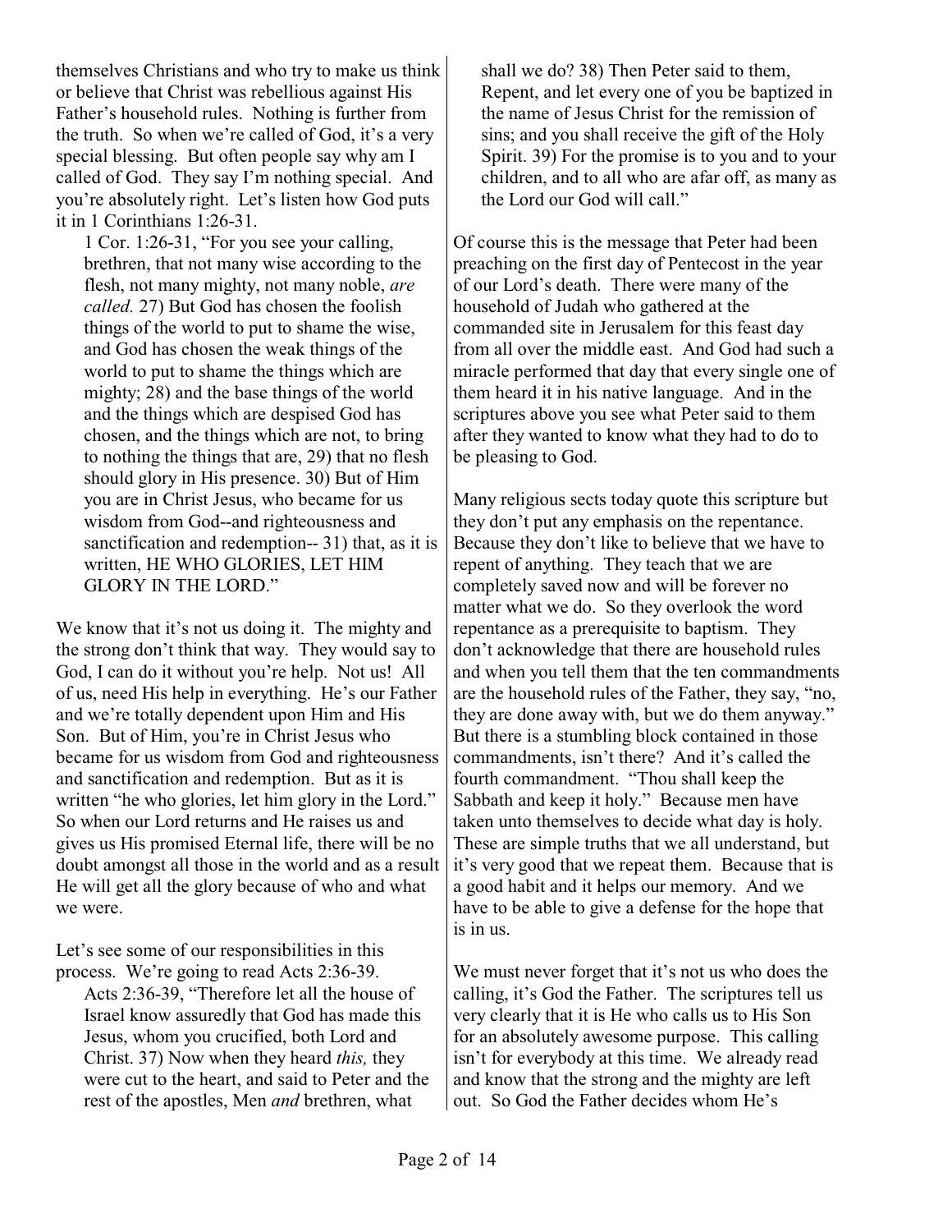themselves Christians and who try to make us think or believe that Christ was rebellious against His Father's household rules. Nothing is further from the truth. So when we're called of God, it's a very special blessing. But often people say why am I called of God. They say I'm nothing special. And you're absolutely right. Let's listen how God puts it in 1 Corinthians 1:26-31.

> 1 Cor. 1:26-31, "For you see your calling, brethren, that not many wise according to the flesh, not many mighty, not many noble, *are called.* 27) But God has chosen the foolish things of the world to put to shame the wise, and God has chosen the weak things of the world to put to shame the things which are mighty; 28) and the base things of the world and the things which are despised God has chosen, and the things which are not, to bring to nothing the things that are, 29) that no flesh should glory in His presence. 30) But of Him you are in Christ Jesus, who became for us wisdom from God--and righteousness and sanctification and redemption-- 31) that, as it is written, HE WHO GLORIES, LET HIM GLORY IN THE LORD."

We know that it's not us doing it. The mighty and the strong don't think that way. They would say to God, I can do it without you're help. Not us! All of us, need His help in everything. He's our Father and we're totally dependent upon Him and His Son. But of Him, you're in Christ Jesus who became for us wisdom from God and righteousness and sanctification and redemption. But as it is written "he who glories, let him glory in the Lord." So when our Lord returns and He raises us and gives us His promised Eternal life, there will be no doubt amongst all those in the world and as a result He will get all the glory because of who and what we were.

Let's see some of our responsibilities in this process. We're going to read Acts 2:36-39.

> Acts 2:36-39, "Therefore let all the house of Israel know assuredly that God has made this Jesus, whom you crucified, both Lord and Christ. 37) Now when they heard *this,* they were cut to the heart, and said to Peter and the rest of the apostles, Men *and* brethren, what shall we do? 38) Then Peter said to them, Repent, and let every one of you be baptized in the name of Jesus Christ for the remission of sins; and you shall receive the gift of the Holy Spirit. 39) For the promise is to you and to your children, and to all who are afar off, as many as the Lord our God will call."

Of course this is the message that Peter had been preaching on the first day of Pentecost in the year of our Lord's death. There were many of the household of Judah who gathered at the commanded site in Jerusalem for this feast day from all over the middle east. And God had such a miracle performed that day that every single one of them heard it in his native language. And in the scriptures above you see what Peter said to them after they wanted to know what they had to do to be pleasing to God.

Many religious sects today quote this scripture but they don't put any emphasis on the repentance. Because they don't like to believe that we have to repent of anything. They teach that we are completely saved now and will be forever no matter what we do. So they overlook the word repentance as a prerequisite to baptism. They don't acknowledge that there are household rules and when you tell them that the ten commandments are the household rules of the Father, they say, "no, they are done away with, but we do them anyway." But there is a stumbling block contained in those commandments, isn't there? And it's called the fourth commandment. "Thou shall keep the Sabbath and keep it holy." Because men have taken unto themselves to decide what day is holy. These are simple truths that we all understand, but it's very good that we repeat them. Because that is a good habit and it helps our memory. And we have to be able to give a defense for the hope that is in us.

We must never forget that it's not us who does the calling, it's God the Father. The scriptures tell us very clearly that it is He who calls us to His Son for an absolutely awesome purpose. This calling isn't for everybody at this time. We already read and know that the strong and the mighty are left out. So God the Father decides whom He's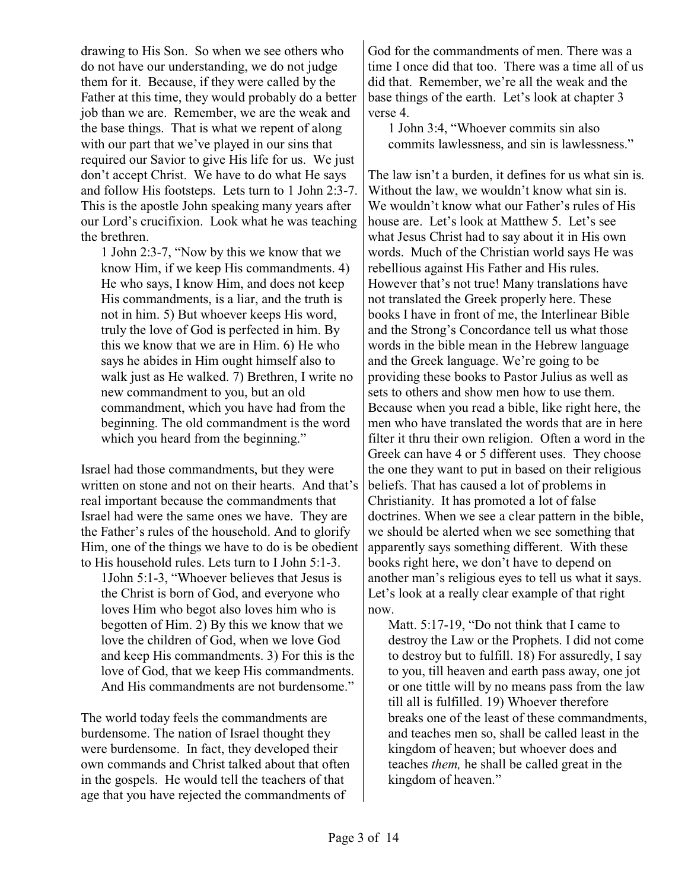drawing to His Son. So when we see others who do not have our understanding, we do not judge them for it. Because, if they were called by the Father at this time, they would probably do a better job than we are. Remember, we are the weak and the base things. That is what we repent of along with our part that we've played in our sins that required our Savior to give His life for us. We just don't accept Christ. We have to do what He says and follow His footsteps. Lets turn to 1 John 2:3-7. This is the apostle John speaking many years after our Lord's crucifixion. Look what he was teaching the brethren.

> 1 John 2:3-7, "Now by this we know that we know Him, if we keep His commandments. 4) He who says, I know Him, and does not keep His commandments, is a liar, and the truth is not in him. 5) But whoever keeps His word, truly the love of God is perfected in him. By this we know that we are in Him. 6) He who says he abides in Him ought himself also to walk just as He walked. 7) Brethren, I write no new commandment to you, but an old commandment, which you have had from the beginning. The old commandment is the word which you heard from the beginning."

Israel had those commandments, but they were written on stone and not on their hearts. And that's real important because the commandments that Israel had were the same ones we have. They are the Father's rules of the household. And to glorify Him, one of the things we have to do is be obedient to His household rules. Lets turn to I John 5:1-3.

> 1John 5:1-3, "Whoever believes that Jesus is the Christ is born of God, and everyone who loves Him who begot also loves him who is begotten of Him. 2) By this we know that we love the children of God, when we love God and keep His commandments. 3) For this is the love of God, that we keep His commandments. And His commandments are not burdensome."

The world today feels the commandments are burdensome. The nation of Israel thought they were burdensome. In fact, they developed their own commands and Christ talked about that often in the gospels. He would tell the teachers of that age that you have rejected the commandments of God for the commandments of men. There was a time I once did that too. There was a time all of us did that. Remember, we're all the weak and the base things of the earth. Let's look at chapter 3 verse 4.

> 1 John 3:4, "Whoever commits sin also commits lawlessness, and sin is lawlessness."

The law isn't a burden, it defines for us what sin is. Without the law, we wouldn't know what sin is. We wouldn't know what our Father's rules of His house are. Let's look at Matthew 5. Let's see what Jesus Christ had to say about it in His own words. Much of the Christian world says He was rebellious against His Father and His rules. However that's not true! Many translations have not translated the Greek properly here. These books I have in front of me, the Interlinear Bible and the Strong's Concordance tell us what those words in the bible mean in the Hebrew language and the Greek language. We're going to be providing these books to Pastor Julius as well as sets to others and show men how to use them. Because when you read a bible, like right here, the men who have translated the words that are in here filter it thru their own religion. Often a word in the Greek can have 4 or 5 different uses. They choose the one they want to put in based on their religious beliefs. That has caused a lot of problems in Christianity. It has promoted a lot of false doctrines. When we see a clear pattern in the bible, we should be alerted when we see something that apparently says something different. With these books right here, we don't have to depend on another man's religious eyes to tell us what it says. Let's look at a really clear example of that right now.

> Matt. 5:17-19, "Do not think that I came to destroy the Law or the Prophets. I did not come to destroy but to fulfill. 18) For assuredly, I say to you, till heaven and earth pass away, one jot or one tittle will by no means pass from the law till all is fulfilled. 19) Whoever therefore breaks one of the least of these commandments, and teaches men so, shall be called least in the kingdom of heaven; but whoever does and teaches *them,* he shall be called great in the kingdom of heaven."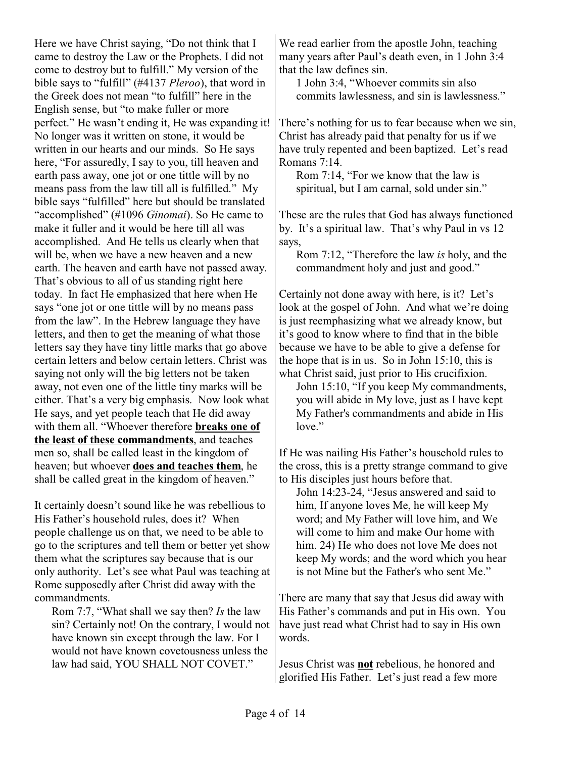Here we have Christ saying, "Do not think that I came to destroy the Law or the Prophets. I did not come to destroy but to fulfill." My version of the bible says to "fulfill" (#4137 *Pleroo*), that word in the Greek does not mean "to fulfill" here in the English sense, but "to make fuller or more perfect." He wasn't ending it, He was expanding it! No longer was it written on stone, it would be written in our hearts and our minds. So He says here, "For assuredly, I say to you, till heaven and earth pass away, one jot or one tittle will by no means pass from the law till all is fulfilled." My bible says "fulfilled" here but should be translated "accomplished" (#1096 *Ginomai*). So He came to make it fuller and it would be here till all was accomplished. And He tells us clearly when that will be, when we have a new heaven and a new earth. The heaven and earth have not passed away. That's obvious to all of us standing right here today. In fact He emphasized that here when He says "one jot or one tittle will by no means pass from the law". In the Hebrew language they have letters, and then to get the meaning of what those letters say they have tiny little marks that go above certain letters and below certain letters. Christ was saying not only will the big letters not be taken away, not even one of the little tiny marks will be either. That's a very big emphasis. Now look what He says, and yet people teach that He did away with them all. "Whoever therefore **breaks one of the least of these commandments**, and teaches men so, shall be called least in the kingdom of heaven; but whoever **does and teaches them**, he shall be called great in the kingdom of heaven."

It certainly doesn't sound like he was rebellious to His Father's household rules, does it? When people challenge us on that, we need to be able to go to the scriptures and tell them or better yet show them what the scriptures say because that is our only authority. Let's see what Paul was teaching at Rome supposedly after Christ did away with the commandments.

> Rom 7:7, "What shall we say then? *Is* the law sin? Certainly not! On the contrary, I would not have known sin except through the law. For I would not have known covetousness unless the law had said, YOU SHALL NOT COVET."

We read earlier from the apostle John, teaching many years after Paul's death even, in 1 John 3:4 that the law defines sin.

> 1 John 3:4, "Whoever commits sin also commits lawlessness, and sin is lawlessness."

There's nothing for us to fear because when we sin, Christ has already paid that penalty for us if we have truly repented and been baptized. Let's read Romans 7:14.

> Rom 7:14, "For we know that the law is spiritual, but I am carnal, sold under sin."

These are the rules that God has always functioned by. It's a spiritual law. That's why Paul in vs 12 says,

> Rom 7:12, "Therefore the law *is* holy, and the commandment holy and just and good."

Certainly not done away with here, is it? Let's look at the gospel of John. And what we're doing is just reemphasizing what we already know, but it's good to know where to find that in the bible because we have to be able to give a defense for the hope that is in us. So in John 15:10, this is what Christ said, just prior to His crucifixion.

> John 15:10, "If you keep My commandments, you will abide in My love, just as I have kept My Father's commandments and abide in His love."

If He was nailing His Father's household rules to the cross, this is a pretty strange command to give to His disciples just hours before that.

> John 14:23-24, "Jesus answered and said to him, If anyone loves Me, he will keep My word; and My Father will love him, and We will come to him and make Our home with him. 24) He who does not love Me does not keep My words; and the word which you hear is not Mine but the Father's who sent Me."

There are many that say that Jesus did away with His Father's commands and put in His own. You have just read what Christ had to say in His own words.

Jesus Christ was **not** rebelious, he honored and glorified His Father. Let's just read a few more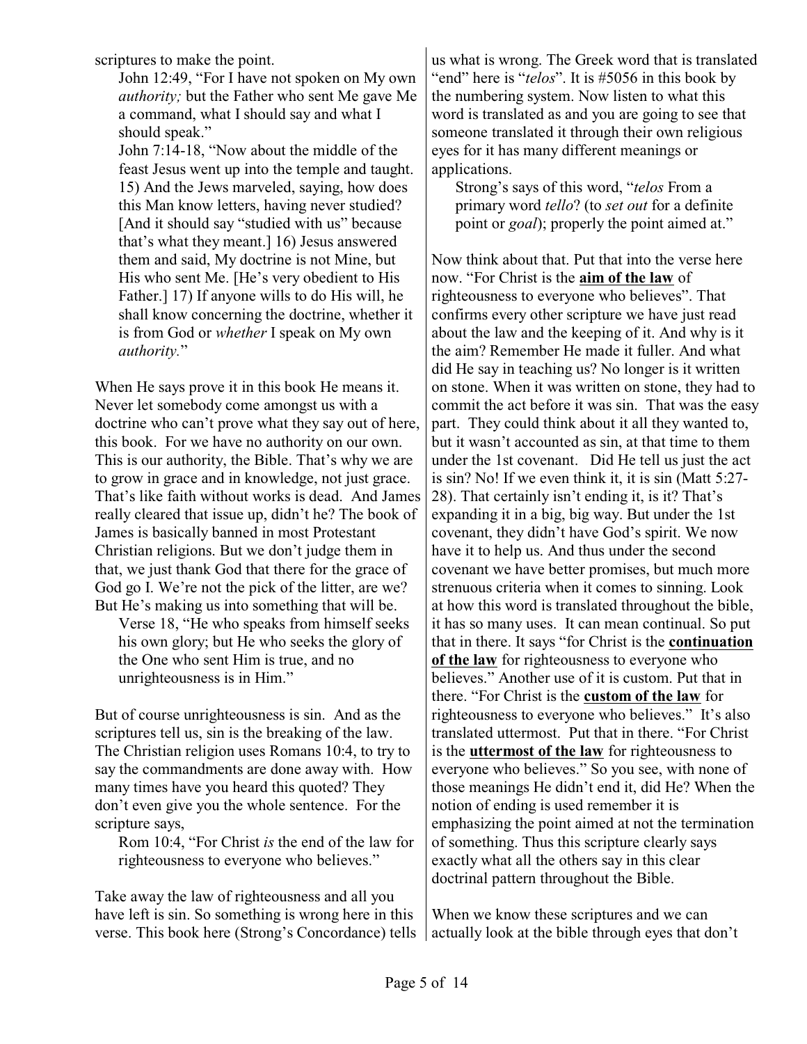scriptures to make the point.

> John 12:49, "For I have not spoken on My own *authority;* but the Father who sent Me gave Me a command, what I should say and what I should speak."
>
> John 7:14-18, "Now about the middle of the feast Jesus went up into the temple and taught. 15) And the Jews marveled, saying, how does this Man know letters, having never studied? [And it should say "studied with us" because that's what they meant.] 16) Jesus answered them and said, My doctrine is not Mine, but His who sent Me. [He's very obedient to His Father.] 17) If anyone wills to do His will, he shall know concerning the doctrine, whether it is from God or *whether* I speak on My own *authority.*"

When He says prove it in this book He means it. Never let somebody come amongst us with a doctrine who can't prove what they say out of here, this book. For we have no authority on our own. This is our authority, the Bible. That's why we are to grow in grace and in knowledge, not just grace. That's like faith without works is dead. And James really cleared that issue up, didn't he? The book of James is basically banned in most Protestant Christian religions. But we don't judge them in that, we just thank God that there for the grace of God go I. We're not the pick of the litter, are we? But He's making us into something that will be.

> Verse 18, "He who speaks from himself seeks his own glory; but He who seeks the glory of the One who sent Him is true, and no unrighteousness is in Him."

But of course unrighteousness is sin. And as the scriptures tell us, sin is the breaking of the law. The Christian religion uses Romans 10:4, to try to say the commandments are done away with. How many times have you heard this quoted? They don't even give you the whole sentence. For the scripture says,

> Rom 10:4, "For Christ *is* the end of the law for righteousness to everyone who believes."

Take away the law of righteousness and all you have left is sin. So something is wrong here in this verse. This book here (Strong's Concordance) tells us what is wrong. The Greek word that is translated "end" here is "*telos*". It is #5056 in this book by the numbering system. Now listen to what this word is translated as and you are going to see that someone translated it through their own religious eyes for it has many different meanings or applications.

> Strong's says of this word, "*telos* From a primary word *tello*? (to *set out* for a definite point or *goal*); properly the point aimed at."

Now think about that. Put that into the verse here now. "For Christ is the **aim of the law** of righteousness to everyone who believes". That confirms every other scripture we have just read about the law and the keeping of it. And why is it the aim? Remember He made it fuller. And what did He say in teaching us? No longer is it written on stone. When it was written on stone, they had to commit the act before it was sin. That was the easy part. They could think about it all they wanted to, but it wasn't accounted as sin, at that time to them under the 1st covenant. Did He tell us just the act is sin? No! If we even think it, it is sin (Matt 5:27-28). That certainly isn't ending it, is it? That's expanding it in a big, big way. But under the 1st covenant, they didn't have God's spirit. We now have it to help us. And thus under the second covenant we have better promises, but much more strenuous criteria when it comes to sinning. Look at how this word is translated throughout the bible, it has so many uses. It can mean continual. So put that in there. It says "for Christ is the **continuation of the law** for righteousness to everyone who believes." Another use of it is custom. Put that in there. "For Christ is the **custom of the law** for righteousness to everyone who believes." It's also translated uttermost. Put that in there. "For Christ is the **uttermost of the law** for righteousness to everyone who believes." So you see, with none of those meanings He didn't end it, did He? When the notion of ending is used remember it is emphasizing the point aimed at not the termination of something. Thus this scripture clearly says exactly what all the others say in this clear doctrinal pattern throughout the Bible.

When we know these scriptures and we can actually look at the bible through eyes that don't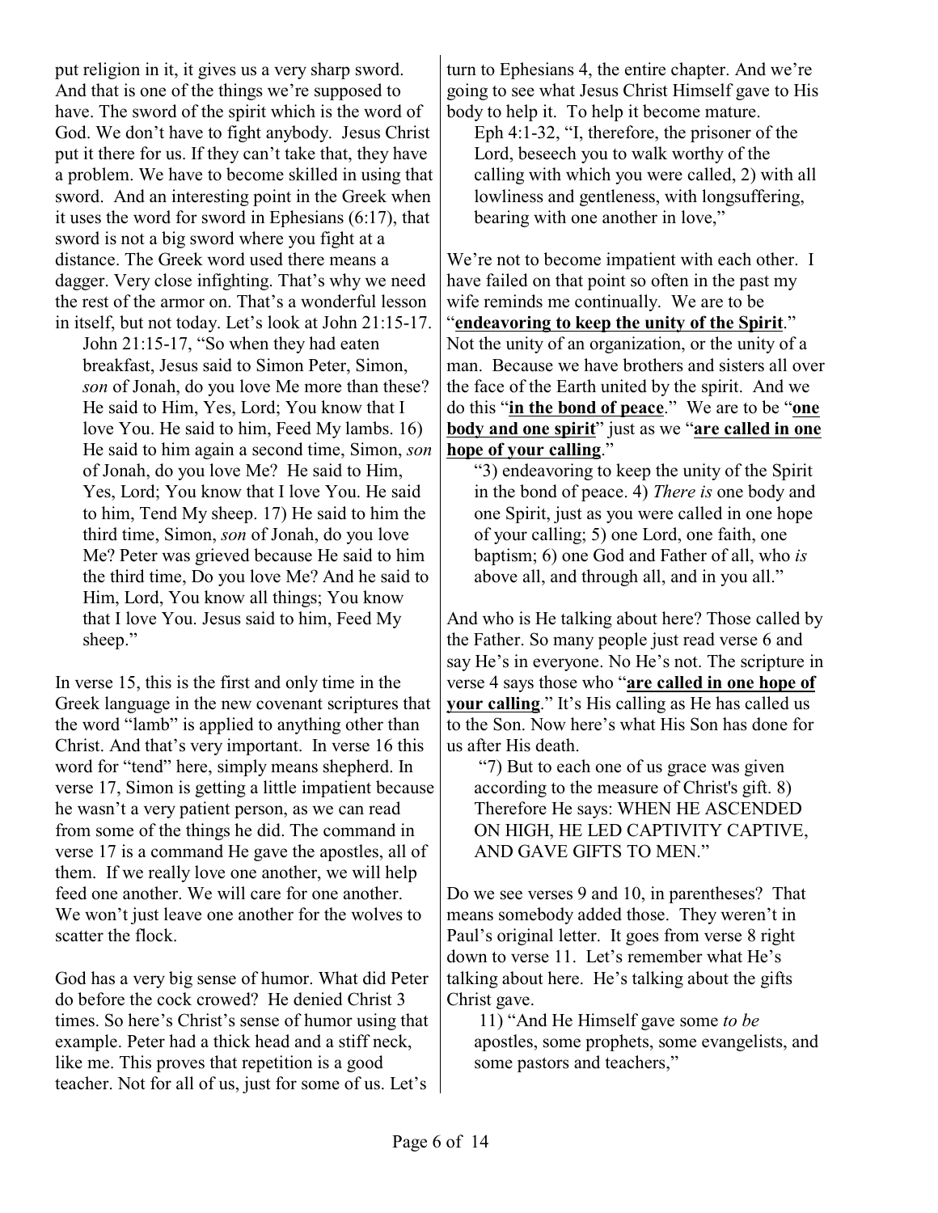put religion in it, it gives us a very sharp sword. And that is one of the things we're supposed to have. The sword of the spirit which is the word of God. We don't have to fight anybody. Jesus Christ put it there for us. If they can't take that, they have a problem. We have to become skilled in using that sword. And an interesting point in the Greek when it uses the word for sword in Ephesians (6:17), that sword is not a big sword where you fight at a distance. The Greek word used there means a dagger. Very close infighting. That's why we need the rest of the armor on. That's a wonderful lesson in itself, but not today. Let's look at John 21:15-17.

> John 21:15-17, "So when they had eaten breakfast, Jesus said to Simon Peter, Simon, *son* of Jonah, do you love Me more than these? He said to Him, Yes, Lord; You know that I love You. He said to him, Feed My lambs. 16) He said to him again a second time, Simon, *son* of Jonah, do you love Me? He said to Him, Yes, Lord; You know that I love You. He said to him, Tend My sheep. 17) He said to him the third time, Simon, *son* of Jonah, do you love Me? Peter was grieved because He said to him the third time, Do you love Me? And he said to Him, Lord, You know all things; You know that I love You. Jesus said to him, Feed My sheep."

In verse 15, this is the first and only time in the Greek language in the new covenant scriptures that the word "lamb" is applied to anything other than Christ. And that's very important. In verse 16 this word for "tend" here, simply means shepherd. In verse 17, Simon is getting a little impatient because he wasn't a very patient person, as we can read from some of the things he did. The command in verse 17 is a command He gave the apostles, all of them. If we really love one another, we will help feed one another. We will care for one another. We won't just leave one another for the wolves to scatter the flock.

God has a very big sense of humor. What did Peter do before the cock crowed? He denied Christ 3 times. So here's Christ's sense of humor using that example. Peter had a thick head and a stiff neck, like me. This proves that repetition is a good teacher. Not for all of us, just for some of us. Let's turn to Ephesians 4, the entire chapter. And we're going to see what Jesus Christ Himself gave to His body to help it. To help it become mature.

> Eph 4:1-32, "I, therefore, the prisoner of the Lord, beseech you to walk worthy of the calling with which you were called, 2) with all lowliness and gentleness, with longsuffering, bearing with one another in love,"

We're not to become impatient with each other. I have failed on that point so often in the past my wife reminds me continually. We are to be "**<u>endeavoring to keep the unity of the Spirit</u>**." Not the unity of an organization, or the unity of a man. Because we have brothers and sisters all over the face of the Earth united by the spirit. And we do this "**<u>in the bond of peace</u>**." We are to be "**<u>one body and one spirit</u>**" just as we "**<u>are called in one hope of your calling</u>**."

> "3) endeavoring to keep the unity of the Spirit in the bond of peace. 4) *There is* one body and one Spirit, just as you were called in one hope of your calling; 5) one Lord, one faith, one baptism; 6) one God and Father of all, who *is* above all, and through all, and in you all."

And who is He talking about here? Those called by the Father. So many people just read verse 6 and say He's in everyone. No He's not. The scripture in verse 4 says those who "**<u>are called in one hope of your calling</u>**." It's His calling as He has called us to the Son. Now here's what His Son has done for us after His death.

> "7) But to each one of us grace was given according to the measure of Christ's gift. 8) Therefore He says: WHEN HE ASCENDED ON HIGH, HE LED CAPTIVITY CAPTIVE, AND GAVE GIFTS TO MEN."

Do we see verses 9 and 10, in parentheses? That means somebody added those. They weren't in Paul's original letter. It goes from verse 8 right down to verse 11. Let's remember what He's talking about here. He's talking about the gifts Christ gave.

> 11) "And He Himself gave some *to be* apostles, some prophets, some evangelists, and some pastors and teachers,"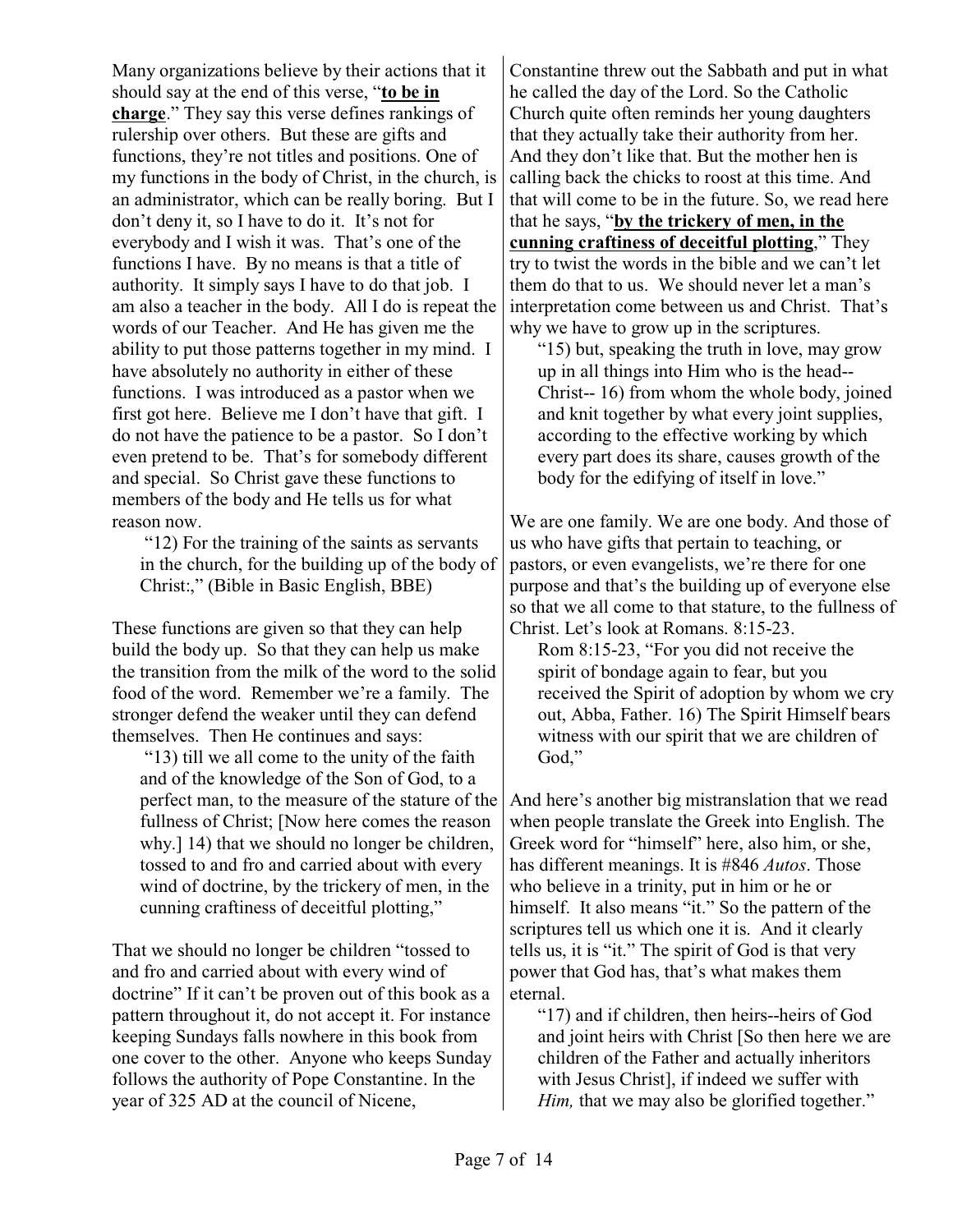Many organizations believe by their actions that it should say at the end of this verse, "**to be in charge**." They say this verse defines rankings of rulership over others. But these are gifts and functions, they're not titles and positions. One of my functions in the body of Christ, in the church, is an administrator, which can be really boring. But I don't deny it, so I have to do it. It's not for everybody and I wish it was. That's one of the functions I have. By no means is that a title of authority. It simply says I have to do that job. I am also a teacher in the body. All I do is repeat the words of our Teacher. And He has given me the ability to put those patterns together in my mind. I have absolutely no authority in either of these functions. I was introduced as a pastor when we first got here. Believe me I don't have that gift. I do not have the patience to be a pastor. So I don't even pretend to be. That's for somebody different and special. So Christ gave these functions to members of the body and He tells us for what reason now.

> "12) For the training of the saints as servants in the church, for the building up of the body of Christ:," (Bible in Basic English, BBE)

These functions are given so that they can help build the body up. So that they can help us make the transition from the milk of the word to the solid food of the word. Remember we're a family. The stronger defend the weaker until they can defend themselves. Then He continues and says:

> "13) till we all come to the unity of the faith and of the knowledge of the Son of God, to a perfect man, to the measure of the stature of the fullness of Christ; [Now here comes the reason why.] 14) that we should no longer be children, tossed to and fro and carried about with every wind of doctrine, by the trickery of men, in the cunning craftiness of deceitful plotting,"

That we should no longer be children "tossed to and fro and carried about with every wind of doctrine" If it can't be proven out of this book as a pattern throughout it, do not accept it. For instance keeping Sundays falls nowhere in this book from one cover to the other. Anyone who keeps Sunday follows the authority of Pope Constantine. In the year of 325 AD at the council of Nicene, Constantine threw out the Sabbath and put in what he called the day of the Lord. So the Catholic Church quite often reminds her young daughters that they actually take their authority from her. And they don't like that. But the mother hen is calling back the chicks to roost at this time. And that will come to be in the future. So, we read here that he says, "**by the trickery of men, in the cunning craftiness of deceitful plotting**," They try to twist the words in the bible and we can't let them do that to us. We should never let a man's interpretation come between us and Christ. That's why we have to grow up in the scriptures.

> "15) but, speaking the truth in love, may grow up in all things into Him who is the head--Christ-- 16) from whom the whole body, joined and knit together by what every joint supplies, according to the effective working by which every part does its share, causes growth of the body for the edifying of itself in love."

We are one family. We are one body. And those of us who have gifts that pertain to teaching, or pastors, or even evangelists, we're there for one purpose and that's the building up of everyone else so that we all come to that stature, to the fullness of Christ. Let's look at Romans. 8:15-23.

> Rom 8:15-23, "For you did not receive the spirit of bondage again to fear, but you received the Spirit of adoption by whom we cry out, Abba, Father. 16) The Spirit Himself bears witness with our spirit that we are children of God,"

And here's another big mistranslation that we read when people translate the Greek into English. The Greek word for "himself" here, also him, or she, has different meanings. It is #846 *Autos*. Those who believe in a trinity, put in him or he or himself. It also means "it." So the pattern of the scriptures tell us which one it is. And it clearly tells us, it is "it." The spirit of God is that very power that God has, that's what makes them eternal.

> "17) and if children, then heirs--heirs of God and joint heirs with Christ [So then here we are children of the Father and actually inheritors with Jesus Christ], if indeed we suffer with *Him,* that we may also be glorified together."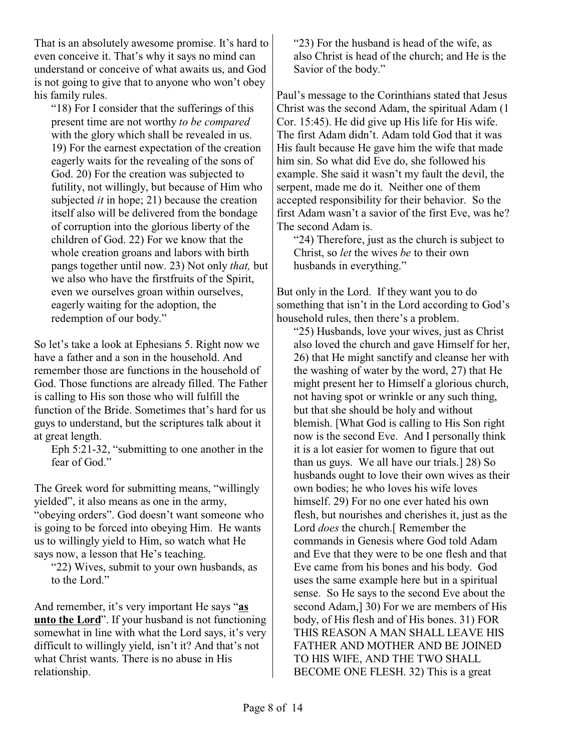That is an absolutely awesome promise. It's hard to even conceive it. That's why it says no mind can understand or conceive of what awaits us, and God is not going to give that to anyone who won't obey his family rules.

> "18) For I consider that the sufferings of this present time are not worthy *to be compared* with the glory which shall be revealed in us. 19) For the earnest expectation of the creation eagerly waits for the revealing of the sons of God. 20) For the creation was subjected to futility, not willingly, but because of Him who subjected *it* in hope; 21) because the creation itself also will be delivered from the bondage of corruption into the glorious liberty of the children of God. 22) For we know that the whole creation groans and labors with birth pangs together until now. 23) Not only *that,* but we also who have the firstfruits of the Spirit, even we ourselves groan within ourselves, eagerly waiting for the adoption, the redemption of our body."

So let's take a look at Ephesians 5. Right now we have a father and a son in the household. And remember those are functions in the household of God. Those functions are already filled. The Father is calling to His son those who will fulfill the function of the Bride. Sometimes that's hard for us guys to understand, but the scriptures talk about it at great length.

> Eph 5:21-32, "submitting to one another in the fear of God."

The Greek word for submitting means, "willingly yielded", it also means as one in the army, "obeying orders". God doesn't want someone who is going to be forced into obeying Him. He wants us to willingly yield to Him, so watch what He says now, a lesson that He's teaching.

> "22) Wives, submit to your own husbands, as to the Lord."

And remember, it's very important He says "**as unto the Lord**". If your husband is not functioning somewhat in line with what the Lord says, it's very difficult to willingly yield, isn't it? And that's not what Christ wants. There is no abuse in His relationship.

> "23) For the husband is head of the wife, as also Christ is head of the church; and He is the Savior of the body."

Paul's message to the Corinthians stated that Jesus Christ was the second Adam, the spiritual Adam (1 Cor. 15:45). He did give up His life for His wife. The first Adam didn't. Adam told God that it was His fault because He gave him the wife that made him sin. So what did Eve do, she followed his example. She said it wasn't my fault the devil, the serpent, made me do it. Neither one of them accepted responsibility for their behavior. So the first Adam wasn't a savior of the first Eve, was he? The second Adam is.

> "24) Therefore, just as the church is subject to Christ, so *let* the wives *be* to their own husbands in everything."

But only in the Lord. If they want you to do something that isn't in the Lord according to God's household rules, then there's a problem.

> "25) Husbands, love your wives, just as Christ also loved the church and gave Himself for her, 26) that He might sanctify and cleanse her with the washing of water by the word, 27) that He might present her to Himself a glorious church, not having spot or wrinkle or any such thing, but that she should be holy and without blemish. [What God is calling to His Son right now is the second Eve. And I personally think it is a lot easier for women to figure that out than us guys. We all have our trials.] 28) So husbands ought to love their own wives as their own bodies; he who loves his wife loves himself. 29) For no one ever hated his own flesh, but nourishes and cherishes it, just as the Lord *does* the church.[ Remember the commands in Genesis where God told Adam and Eve that they were to be one flesh and that Eve came from his bones and his body. God uses the same example here but in a spiritual sense. So He says to the second Eve about the second Adam,] 30) For we are members of His body, of His flesh and of His bones. 31) FOR THIS REASON A MAN SHALL LEAVE HIS FATHER AND MOTHER AND BE JOINED TO HIS WIFE, AND THE TWO SHALL BECOME ONE FLESH. 32) This is a great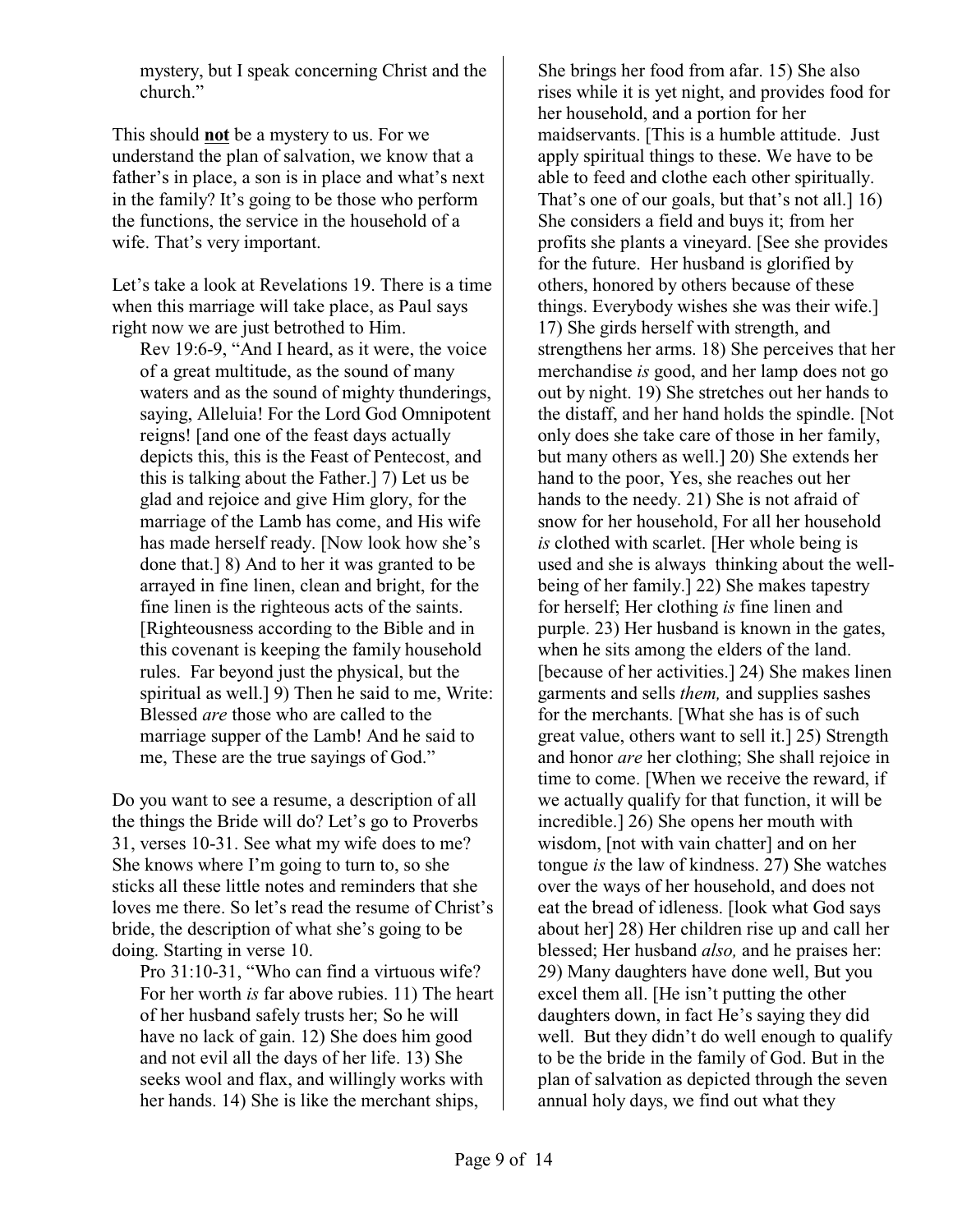mystery, but I speak concerning Christ and the church."

This should **not** be a mystery to us. For we understand the plan of salvation, we know that a father's in place, a son is in place and what's next in the family? It's going to be those who perform the functions, the service in the household of a wife. That's very important.

Let's take a look at Revelations 19. There is a time when this marriage will take place, as Paul says right now we are just betrothed to Him.

> Rev 19:6-9, "And I heard, as it were, the voice of a great multitude, as the sound of many waters and as the sound of mighty thunderings, saying, Alleluia! For the Lord God Omnipotent reigns! [and one of the feast days actually depicts this, this is the Feast of Pentecost, and this is talking about the Father.] 7) Let us be glad and rejoice and give Him glory, for the marriage of the Lamb has come, and His wife has made herself ready. [Now look how she's done that.] 8) And to her it was granted to be arrayed in fine linen, clean and bright, for the fine linen is the righteous acts of the saints. [Righteousness according to the Bible and in this covenant is keeping the family household rules. Far beyond just the physical, but the spiritual as well.] 9) Then he said to me, Write: Blessed *are* those who are called to the marriage supper of the Lamb! And he said to me, These are the true sayings of God."

Do you want to see a resume, a description of all the things the Bride will do? Let's go to Proverbs 31, verses 10-31. See what my wife does to me? She knows where I'm going to turn to, so she sticks all these little notes and reminders that she loves me there. So let's read the resume of Christ's bride, the description of what she's going to be doing. Starting in verse 10.

> Pro 31:10-31, "Who can find a virtuous wife? For her worth *is* far above rubies. 11) The heart of her husband safely trusts her; So he will have no lack of gain. 12) She does him good and not evil all the days of her life. 13) She seeks wool and flax, and willingly works with her hands. 14) She is like the merchant ships, She brings her food from afar. 15) She also rises while it is yet night, and provides food for her household, and a portion for her maidservants. [This is a humble attitude. Just apply spiritual things to these. We have to be able to feed and clothe each other spiritually. That's one of our goals, but that's not all.] 16) She considers a field and buys it; from her profits she plants a vineyard. [See she provides for the future. Her husband is glorified by others, honored by others because of these things. Everybody wishes she was their wife.] 17) She girds herself with strength, and strengthens her arms. 18) She perceives that her merchandise *is* good, and her lamp does not go out by night. 19) She stretches out her hands to the distaff, and her hand holds the spindle. [Not only does she take care of those in her family, but many others as well.] 20) She extends her hand to the poor, Yes, she reaches out her hands to the needy. 21) She is not afraid of snow for her household, For all her household *is* clothed with scarlet. [Her whole being is used and she is always thinking about the well-being of her family.] 22) She makes tapestry for herself; Her clothing *is* fine linen and purple. 23) Her husband is known in the gates, when he sits among the elders of the land. [because of her activities.] 24) She makes linen garments and sells *them,* and supplies sashes for the merchants. [What she has is of such great value, others want to sell it.] 25) Strength and honor *are* her clothing; She shall rejoice in time to come. [When we receive the reward, if we actually qualify for that function, it will be incredible.] 26) She opens her mouth with wisdom, [not with vain chatter] and on her tongue *is* the law of kindness. 27) She watches over the ways of her household, and does not eat the bread of idleness. [look what God says about her] 28) Her children rise up and call her blessed; Her husband *also,* and he praises her: 29) Many daughters have done well, But you excel them all. [He isn't putting the other daughters down, in fact He's saying they did well. But they didn't do well enough to qualify to be the bride in the family of God. But in the plan of salvation as depicted through the seven annual holy days, we find out what they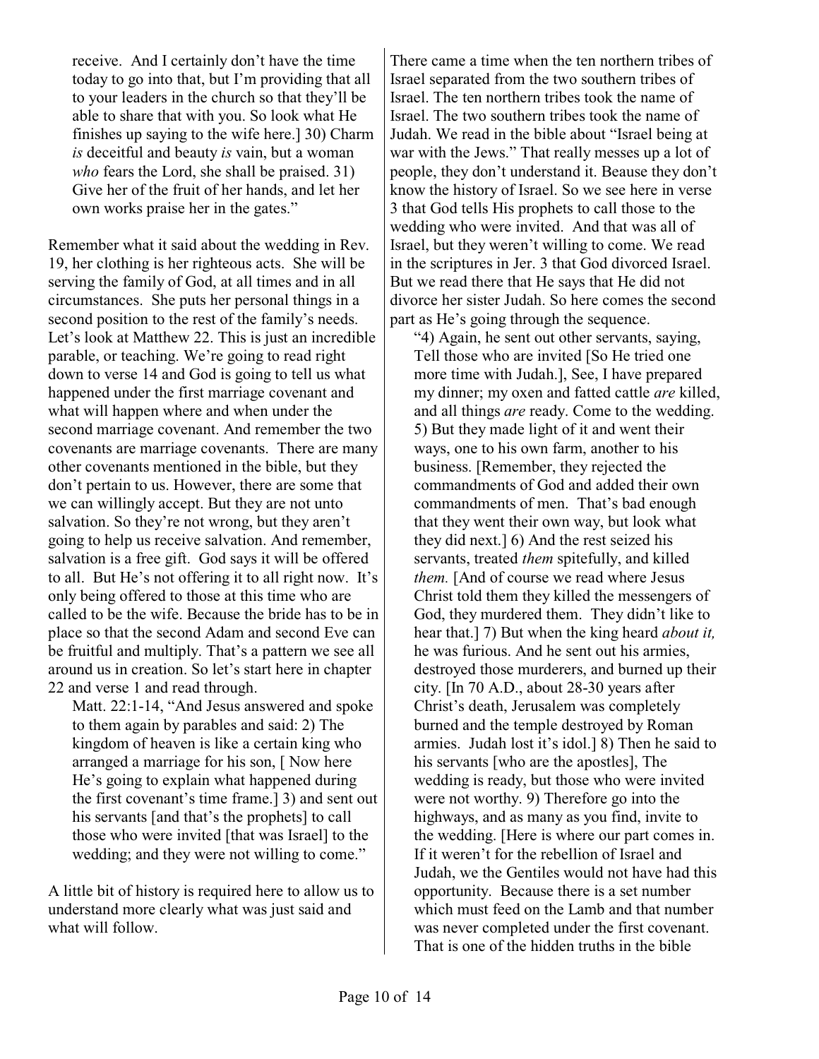receive. And I certainly don't have the time today to go into that, but I'm providing that all to your leaders in the church so that they'll be able to share that with you. So look what He finishes up saying to the wife here.] 30) Charm *is* deceitful and beauty *is* vain, but a woman *who* fears the Lord, she shall be praised. 31) Give her of the fruit of her hands, and let her own works praise her in the gates."

Remember what it said about the wedding in Rev. 19, her clothing is her righteous acts. She will be serving the family of God, at all times and in all circumstances. She puts her personal things in a second position to the rest of the family's needs. Let's look at Matthew 22. This is just an incredible parable, or teaching. We're going to read right down to verse 14 and God is going to tell us what happened under the first marriage covenant and what will happen where and when under the second marriage covenant. And remember the two covenants are marriage covenants. There are many other covenants mentioned in the bible, but they don't pertain to us. However, there are some that we can willingly accept. But they are not unto salvation. So they're not wrong, but they aren't going to help us receive salvation. And remember, salvation is a free gift. God says it will be offered to all. But He's not offering it to all right now. It's only being offered to those at this time who are called to be the wife. Because the bride has to be in place so that the second Adam and second Eve can be fruitful and multiply. That's a pattern we see all around us in creation. So let's start here in chapter 22 and verse 1 and read through.

> Matt. 22:1-14, "And Jesus answered and spoke to them again by parables and said: 2) The kingdom of heaven is like a certain king who arranged a marriage for his son, [ Now here He's going to explain what happened during the first covenant's time frame.] 3) and sent out his servants [and that's the prophets] to call those who were invited [that was Israel] to the wedding; and they were not willing to come."

A little bit of history is required here to allow us to understand more clearly what was just said and what will follow.

There came a time when the ten northern tribes of Israel separated from the two southern tribes of Israel. The ten northern tribes took the name of Israel. The two southern tribes took the name of Judah. We read in the bible about "Israel being at war with the Jews." That really messes up a lot of people, they don't understand it. Beause they don't know the history of Israel. So we see here in verse 3 that God tells His prophets to call those to the wedding who were invited. And that was all of Israel, but they weren't willing to come. We read in the scriptures in Jer. 3 that God divorced Israel. But we read there that He says that He did not divorce her sister Judah. So here comes the second part as He's going through the sequence.

> "4) Again, he sent out other servants, saying, Tell those who are invited [So He tried one more time with Judah.], See, I have prepared my dinner; my oxen and fatted cattle *are* killed, and all things *are* ready. Come to the wedding. 5) But they made light of it and went their ways, one to his own farm, another to his business. [Remember, they rejected the commandments of God and added their own commandments of men. That's bad enough that they went their own way, but look what they did next.] 6) And the rest seized his servants, treated *them* spitefully, and killed *them.* [And of course we read where Jesus Christ told them they killed the messengers of God, they murdered them. They didn't like to hear that.] 7) But when the king heard *about it,* he was furious. And he sent out his armies, destroyed those murderers, and burned up their city. [In 70 A.D., about 28-30 years after Christ's death, Jerusalem was completely burned and the temple destroyed by Roman armies. Judah lost it's idol.] 8) Then he said to his servants [who are the apostles], The wedding is ready, but those who were invited were not worthy. 9) Therefore go into the highways, and as many as you find, invite to the wedding. [Here is where our part comes in. If it weren't for the rebellion of Israel and Judah, we the Gentiles would not have had this opportunity. Because there is a set number which must feed on the Lamb and that number was never completed under the first covenant. That is one of the hidden truths in the bible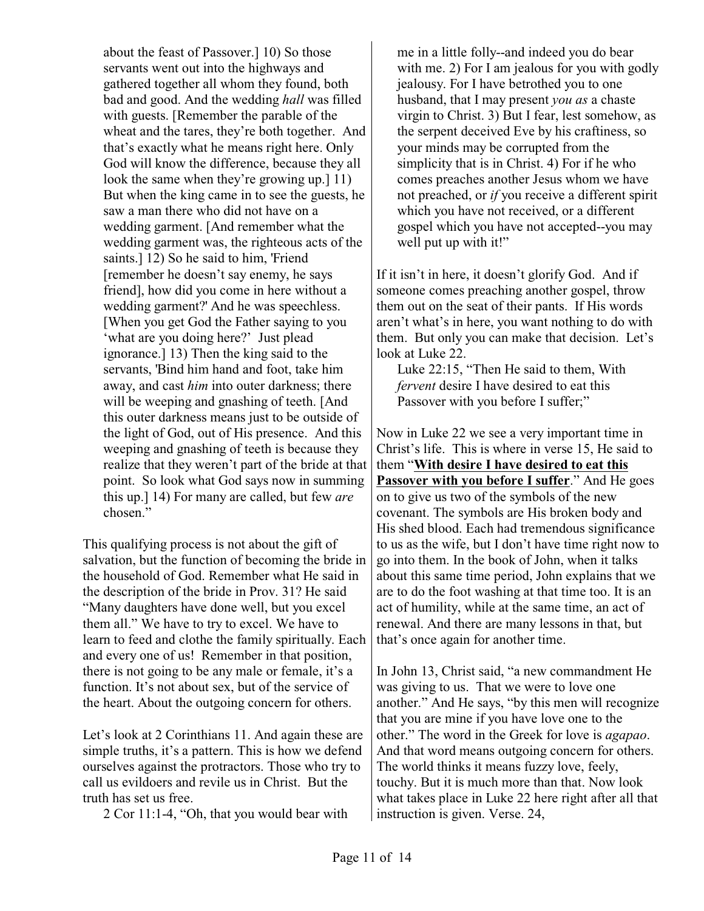about the feast of Passover.] 10) So those servants went out into the highways and gathered together all whom they found, both bad and good. And the wedding *hall* was filled with guests. [Remember the parable of the wheat and the tares, they're both together. And that's exactly what he means right here. Only God will know the difference, because they all look the same when they're growing up.] 11) But when the king came in to see the guests, he saw a man there who did not have on a wedding garment. [And remember what the wedding garment was, the righteous acts of the saints.] 12) So he said to him, 'Friend [remember he doesn't say enemy, he says friend], how did you come in here without a wedding garment?' And he was speechless. [When you get God the Father saying to you 'what are you doing here?' Just plead ignorance.] 13) Then the king said to the servants, 'Bind him hand and foot, take him away, and cast *him* into outer darkness; there will be weeping and gnashing of teeth. [And this outer darkness means just to be outside of the light of God, out of His presence. And this weeping and gnashing of teeth is because they realize that they weren't part of the bride at that point. So look what God says now in summing this up.] 14) For many are called, but few *are* chosen."

This qualifying process is not about the gift of salvation, but the function of becoming the bride in the household of God. Remember what He said in the description of the bride in Prov. 31? He said "Many daughters have done well, but you excel them all." We have to try to excel. We have to learn to feed and clothe the family spiritually. Each and every one of us! Remember in that position, there is not going to be any male or female, it's a function. It's not about sex, but of the service of the heart. About the outgoing concern for others.

Let's look at 2 Corinthians 11. And again these are simple truths, it's a pattern. This is how we defend ourselves against the protractors. Those who try to call us evildoers and revile us in Christ. But the truth has set us free.

> 2 Cor 11:1-4, "Oh, that you would bear with me in a little folly--and indeed you do bear with me. 2) For I am jealous for you with godly jealousy. For I have betrothed you to one husband, that I may present *you as* a chaste virgin to Christ. 3) But I fear, lest somehow, as the serpent deceived Eve by his craftiness, so your minds may be corrupted from the simplicity that is in Christ. 4) For if he who comes preaches another Jesus whom we have not preached, or *if* you receive a different spirit which you have not received, or a different gospel which you have not accepted--you may well put up with it!"

If it isn't in here, it doesn't glorify God. And if someone comes preaching another gospel, throw them out on the seat of their pants. If His words aren't what's in here, you want nothing to do with them. But only you can make that decision. Let's look at Luke 22.

> Luke 22:15, "Then He said to them, With *fervent* desire I have desired to eat this Passover with you before I suffer;"

Now in Luke 22 we see a very important time in Christ's life. This is where in verse 15, He said to them "**<u>With desire I have desired to eat this Passover with you before I suffer</u>**." And He goes on to give us two of the symbols of the new covenant. The symbols are His broken body and His shed blood. Each had tremendous significance to us as the wife, but I don't have time right now to go into them. In the book of John, when it talks about this same time period, John explains that we are to do the foot washing at that time too. It is an act of humility, while at the same time, an act of renewal. And there are many lessons in that, but that's once again for another time.

In John 13, Christ said, "a new commandment He was giving to us. That we were to love one another." And He says, "by this men will recognize that you are mine if you have love one to the other." The word in the Greek for love is *agapao*. And that word means outgoing concern for others. The world thinks it means fuzzy love, feely, touchy. But it is much more than that. Now look what takes place in Luke 22 here right after all that instruction is given. Verse. 24,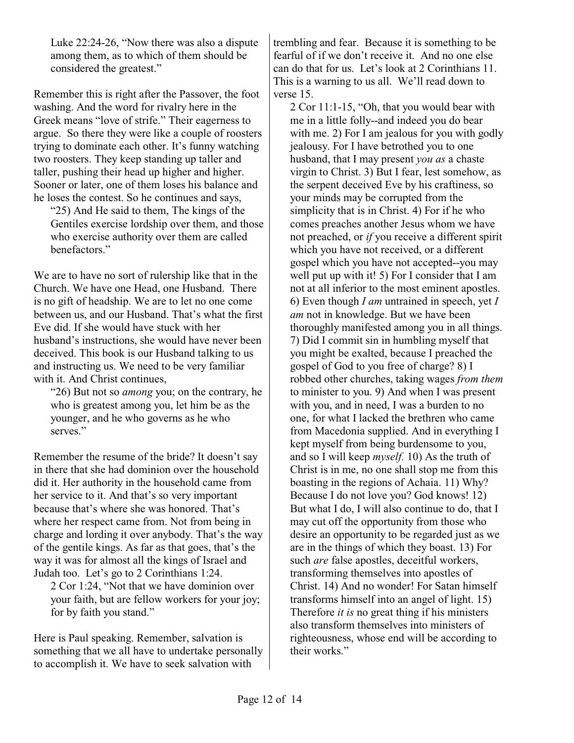> Luke 22:24-26, "Now there was also a dispute among them, as to which of them should be considered the greatest."

Remember this is right after the Passover, the foot washing. And the word for rivalry here in the Greek means "love of strife." Their eagerness to argue. So there they were like a couple of roosters trying to dominate each other. It's funny watching two roosters. They keep standing up taller and taller, pushing their head up higher and higher. Sooner or later, one of them loses his balance and he loses the contest. So he continues and says,

> "25) And He said to them, The kings of the Gentiles exercise lordship over them, and those who exercise authority over them are called benefactors."

We are to have no sort of rulership like that in the Church. We have one Head, one Husband. There is no gift of headship. We are to let no one come between us, and our Husband. That's what the first Eve did. If she would have stuck with her husband's instructions, she would have never been deceived. This book is our Husband talking to us and instructing us. We need to be very familiar with it. And Christ continues,

> "26) But not so *among* you; on the contrary, he who is greatest among you, let him be as the younger, and he who governs as he who serves."

Remember the resume of the bride? It doesn't say in there that she had dominion over the household did it. Her authority in the household came from her service to it. And that's so very important because that's where she was honored. That's where her respect came from. Not from being in charge and lording it over anybody. That's the way of the gentile kings. As far as that goes, that's the way it was for almost all the kings of Israel and Judah too. Let's go to 2 Corinthians 1:24.

> 2 Cor 1:24, "Not that we have dominion over your faith, but are fellow workers for your joy; for by faith you stand."

Here is Paul speaking. Remember, salvation is something that we all have to undertake personally to accomplish it. We have to seek salvation with trembling and fear. Because it is something to be fearful of if we don't receive it. And no one else can do that for us. Let's look at 2 Corinthians 11. This is a warning to us all. We'll read down to verse 15.

> 2 Cor 11:1-15, "Oh, that you would bear with me in a little folly--and indeed you do bear with me. 2) For I am jealous for you with godly jealousy. For I have betrothed you to one husband, that I may present *you as* a chaste virgin to Christ. 3) But I fear, lest somehow, as the serpent deceived Eve by his craftiness, so your minds may be corrupted from the simplicity that is in Christ. 4) For if he who comes preaches another Jesus whom we have not preached, or *if* you receive a different spirit which you have not received, or a different gospel which you have not accepted--you may well put up with it! 5) For I consider that I am not at all inferior to the most eminent apostles. 6) Even though *I am* untrained in speech, yet *I am* not in knowledge. But we have been thoroughly manifested among you in all things. 7) Did I commit sin in humbling myself that you might be exalted, because I preached the gospel of God to you free of charge? 8) I robbed other churches, taking wages *from them* to minister to you. 9) And when I was present with you, and in need, I was a burden to no one, for what I lacked the brethren who came from Macedonia supplied. And in everything I kept myself from being burdensome to you, and so I will keep *myself.* 10) As the truth of Christ is in me, no one shall stop me from this boasting in the regions of Achaia. 11) Why? Because I do not love you? God knows! 12) But what I do, I will also continue to do, that I may cut off the opportunity from those who desire an opportunity to be regarded just as we are in the things of which they boast. 13) For such *are* false apostles, deceitful workers, transforming themselves into apostles of Christ. 14) And no wonder! For Satan himself transforms himself into an angel of light. 15) Therefore *it is* no great thing if his ministers also transform themselves into ministers of righteousness, whose end will be according to their works."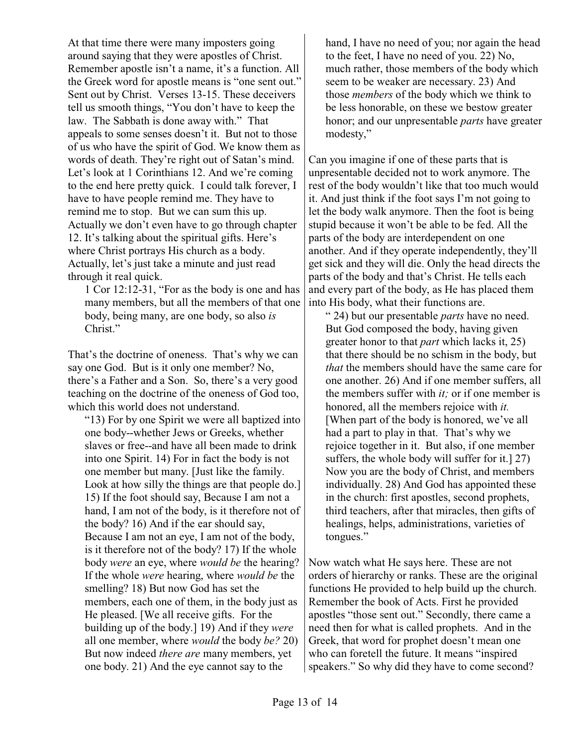At that time there were many imposters going around saying that they were apostles of Christ. Remember apostle isn't a name, it's a function. All the Greek word for apostle means is "one sent out." Sent out by Christ. Verses 13-15. These deceivers tell us smooth things, "You don't have to keep the law. The Sabbath is done away with." That appeals to some senses doesn't it. But not to those of us who have the spirit of God. We know them as words of death. They're right out of Satan's mind. Let's look at 1 Corinthians 12. And we're coming to the end here pretty quick. I could talk forever, I have to have people remind me. They have to remind me to stop. But we can sum this up. Actually we don't even have to go through chapter 12. It's talking about the spiritual gifts. Here's where Christ portrays His church as a body. Actually, let's just take a minute and just read through it real quick.

> 1 Cor 12:12-31, "For as the body is one and has many members, but all the members of that one body, being many, are one body, so also *is* Christ."

That's the doctrine of oneness. That's why we can say one God. But is it only one member? No, there's a Father and a Son. So, there's a very good teaching on the doctrine of the oneness of God too, which this world does not understand.

> "13) For by one Spirit we were all baptized into one body--whether Jews or Greeks, whether slaves or free--and have all been made to drink into one Spirit. 14) For in fact the body is not one member but many. [Just like the family. Look at how silly the things are that people do.] 15) If the foot should say, Because I am not a hand, I am not of the body, is it therefore not of the body? 16) And if the ear should say, Because I am not an eye, I am not of the body, is it therefore not of the body? 17) If the whole body *were* an eye, where *would be* the hearing? If the whole *were* hearing, where *would be* the smelling? 18) But now God has set the members, each one of them, in the body just as He pleased. [We all receive gifts. For the building up of the body.] 19) And if they *were* all one member, where *would* the body *be?* 20) But now indeed *there are* many members, yet one body. 21) And the eye cannot say to the hand, I have no need of you; nor again the head to the feet, I have no need of you. 22) No, much rather, those members of the body which seem to be weaker are necessary. 23) And those *members* of the body which we think to be less honorable, on these we bestow greater honor; and our unpresentable *parts* have greater modesty,"

Can you imagine if one of these parts that is unpresentable decided not to work anymore. The rest of the body wouldn't like that too much would it. And just think if the foot says I'm not going to let the body walk anymore. Then the foot is being stupid because it won't be able to be fed. All the parts of the body are interdependent on one another. And if they operate independently, they'll get sick and they will die. Only the head directs the parts of the body and that's Christ. He tells each and every part of the body, as He has placed them into His body, what their functions are.

> " 24) but our presentable *parts* have no need. But God composed the body, having given greater honor to that *part* which lacks it, 25) that there should be no schism in the body, but *that* the members should have the same care for one another. 26) And if one member suffers, all the members suffer with *it;* or if one member is honored, all the members rejoice with *it.* [When part of the body is honored, we've all had a part to play in that. That's why we rejoice together in it. But also, if one member suffers, the whole body will suffer for it.] 27) Now you are the body of Christ, and members individually. 28) And God has appointed these in the church: first apostles, second prophets, third teachers, after that miracles, then gifts of healings, helps, administrations, varieties of tongues."

Now watch what He says here. These are not orders of hierarchy or ranks. These are the original functions He provided to help build up the church. Remember the book of Acts. First he provided apostles "those sent out." Secondly, there came a need then for what is called prophets. And in the Greek, that word for prophet doesn't mean one who can foretell the future. It means "inspired speakers." So why did they have to come second?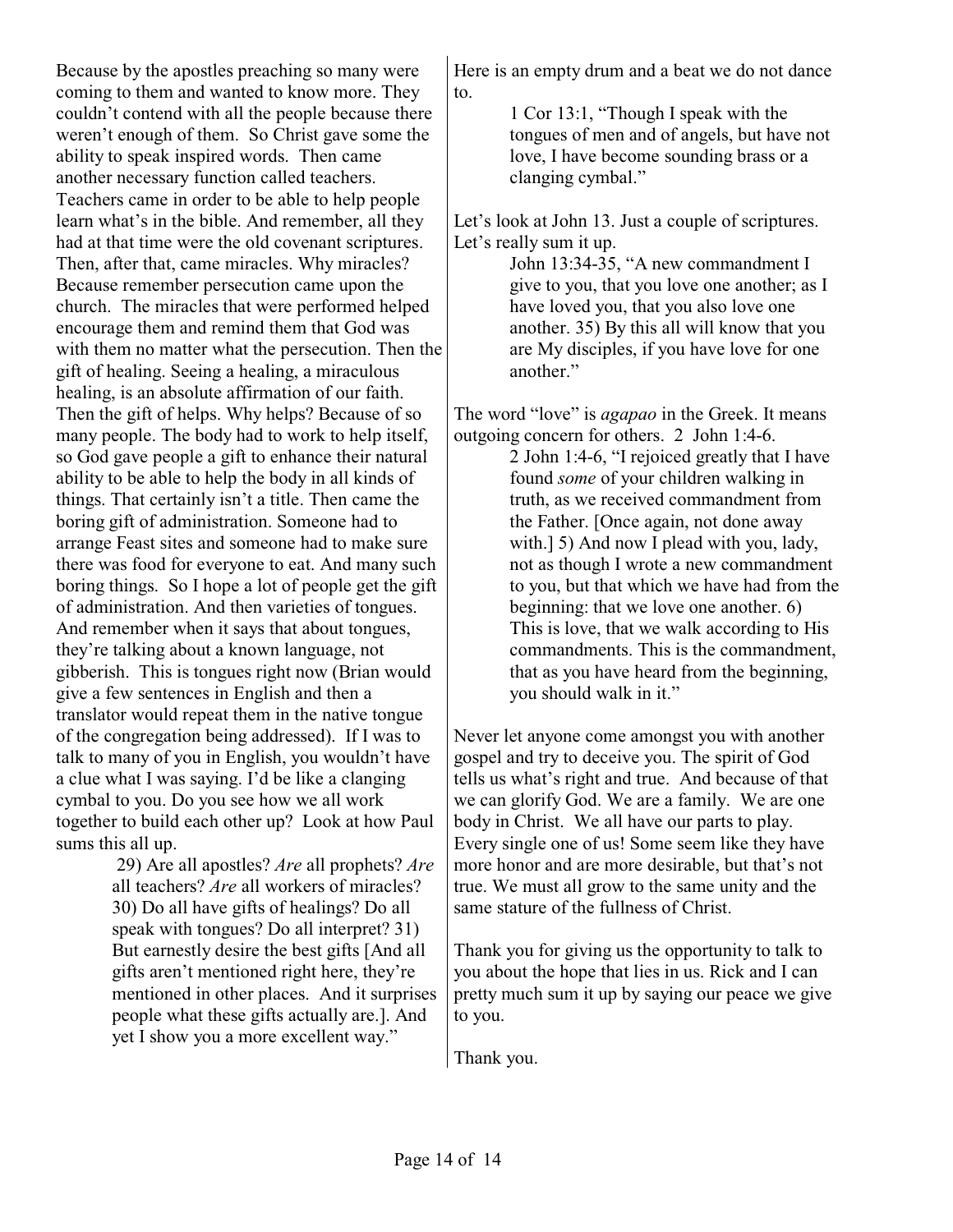Because by the apostles preaching so many were coming to them and wanted to know more. They couldn't contend with all the people because there weren't enough of them. So Christ gave some the ability to speak inspired words. Then came another necessary function called teachers. Teachers came in order to be able to help people learn what's in the bible. And remember, all they had at that time were the old covenant scriptures. Then, after that, came miracles. Why miracles? Because remember persecution came upon the church. The miracles that were performed helped encourage them and remind them that God was with them no matter what the persecution. Then the gift of healing. Seeing a healing, a miraculous healing, is an absolute affirmation of our faith. Then the gift of helps. Why helps? Because of so many people. The body had to work to help itself, so God gave people a gift to enhance their natural ability to be able to help the body in all kinds of things. That certainly isn't a title. Then came the boring gift of administration. Someone had to arrange Feast sites and someone had to make sure there was food for everyone to eat. And many such boring things. So I hope a lot of people get the gift of administration. And then varieties of tongues. And remember when it says that about tongues, they're talking about a known language, not gibberish. This is tongues right now (Brian would give a few sentences in English and then a translator would repeat them in the native tongue of the congregation being addressed). If I was to talk to many of you in English, you wouldn't have a clue what I was saying. I'd be like a clanging cymbal to you. Do you see how we all work together to build each other up? Look at how Paul sums this all up.

> 29) Are all apostles? *Are* all prophets? *Are* all teachers? *Are* all workers of miracles? 30) Do all have gifts of healings? Do all speak with tongues? Do all interpret? 31) But earnestly desire the best gifts [And all gifts aren't mentioned right here, they're mentioned in other places. And it surprises people what these gifts actually are.]. And yet I show you a more excellent way."

Here is an empty drum and a beat we do not dance to.

> 1 Cor 13:1, "Though I speak with the tongues of men and of angels, but have not love, I have become sounding brass or a clanging cymbal."

Let's look at John 13. Just a couple of scriptures. Let's really sum it up.

> John 13:34-35, "A new commandment I give to you, that you love one another; as I have loved you, that you also love one another. 35) By this all will know that you are My disciples, if you have love for one another."

The word "love" is *agapao* in the Greek. It means outgoing concern for others. 2 John 1:4-6.

> 2 John 1:4-6, "I rejoiced greatly that I have found *some* of your children walking in truth, as we received commandment from the Father. [Once again, not done away with.] 5) And now I plead with you, lady, not as though I wrote a new commandment to you, but that which we have had from the beginning: that we love one another. 6) This is love, that we walk according to His commandments. This is the commandment, that as you have heard from the beginning, you should walk in it."

Never let anyone come amongst you with another gospel and try to deceive you. The spirit of God tells us what's right and true. And because of that we can glorify God. We are a family. We are one body in Christ. We all have our parts to play. Every single one of us! Some seem like they have more honor and are more desirable, but that's not true. We must all grow to the same unity and the same stature of the fullness of Christ.

Thank you for giving us the opportunity to talk to you about the hope that lies in us. Rick and I can pretty much sum it up by saying our peace we give to you.

Thank you.